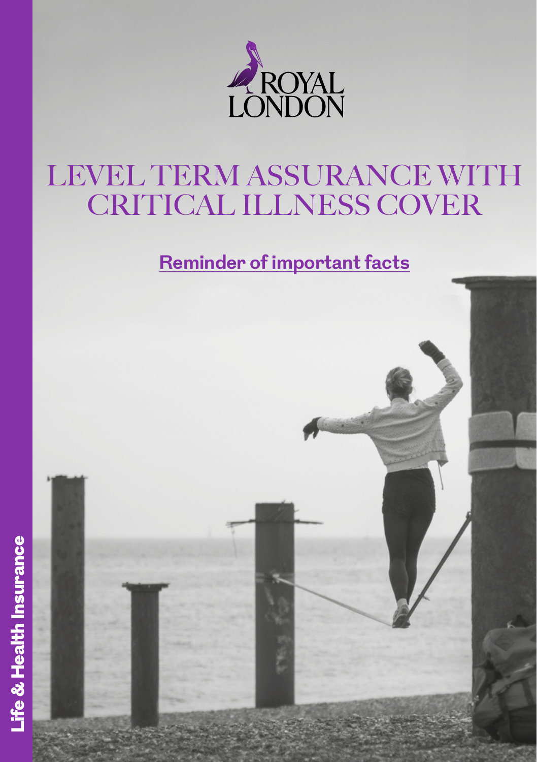ROYAL LONDON

# LEVEL TERM ASSURANCE WITH CRITICAL ILLNESS COVER

## Reminder of important facts

Life & Health Insurance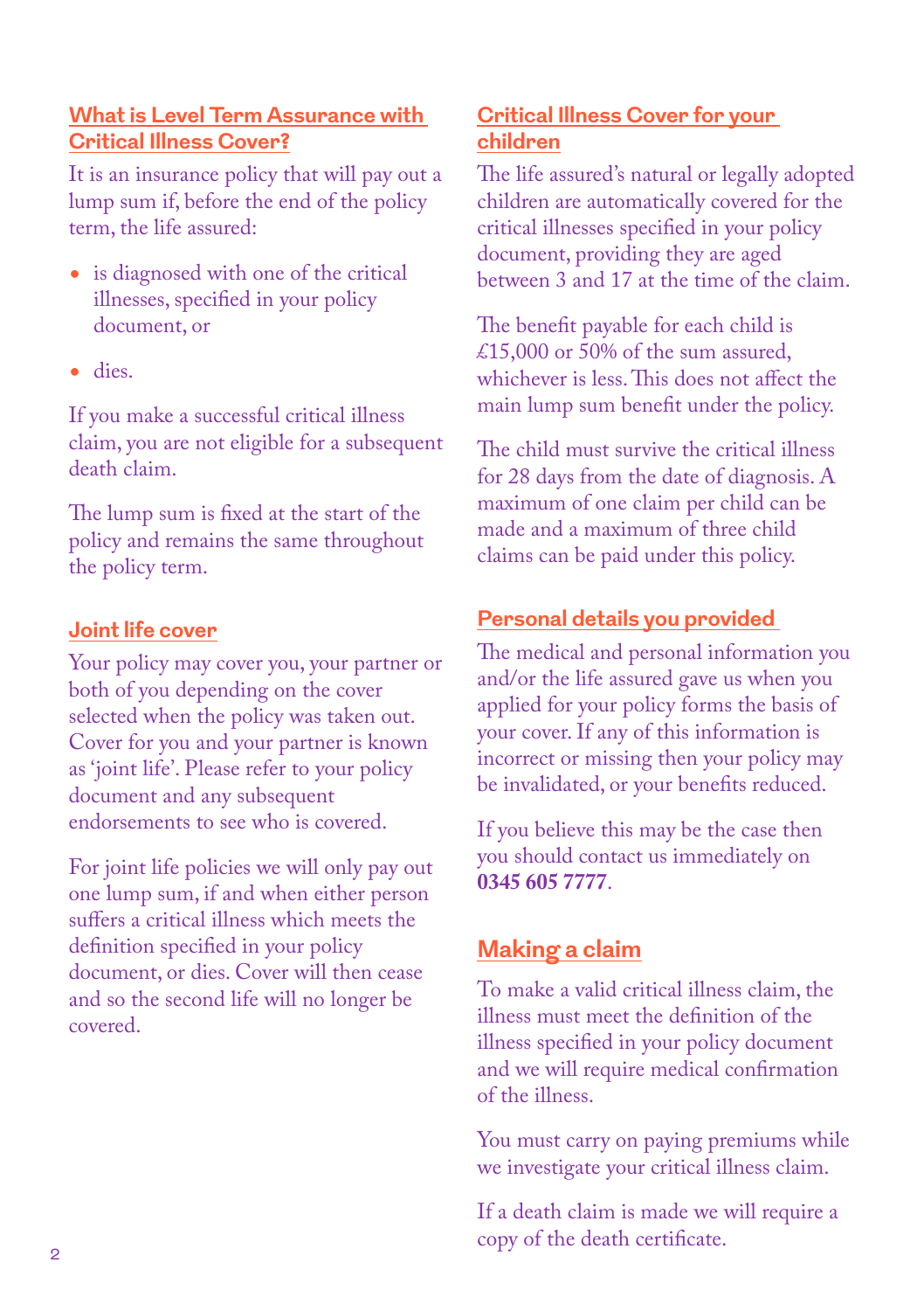## What is Level Term Assurance with Critical Illness Cover?

It is an insurance policy that will pay out a lump sum if, before the end of the policy term, the life assured:

- is diagnosed with one of the critical illnesses, specified in your policy document, or
- dies.

If you make a successful critical illness claim, you are not eligible for a subsequent death claim.

The lump sum is fixed at the start of the policy and remains the same throughout the policy term.

## Joint life cover

Your policy may cover you, your partner or both of you depending on the cover selected when the policy was taken out. Cover for you and your partner is known as 'joint life'. Please refer to your policy document and any subsequent endorsements to see who is covered.

For joint life policies we will only pay out one lump sum, if and when either person suffers a critical illness which meets the definition specified in your policy document, or dies. Cover will then cease and so the second life will no longer be covered.

## Critical Illness Cover for your children

The life assured's natural or legally adopted children are automatically covered for the critical illnesses specified in your policy document, providing they are aged between 3 and 17 at the time of the claim.

The benefit payable for each child is £15,000 or 50% of the sum assured, whichever is less. This does not affect the main lump sum benefit under the policy.

The child must survive the critical illness for 28 days from the date of diagnosis. A maximum of one claim per child can be made and a maximum of three child claims can be paid under this policy.

## Personal details you provided

The medical and personal information you and/or the life assured gave us when you applied for your policy forms the basis of your cover. If any of this information is incorrect or missing then your policy may be invalidated, or your benefits reduced.

If you believe this may be the case then you should contact us immediately on **0345 605 7777**.

## Making a claim

To make a valid critical illness claim, the illness must meet the definition of the illness specified in your policy document and we will require medical confirmation of the illness.

You must carry on paying premiums while we investigate your critical illness claim.

If a death claim is made we will require a copy of the death certificate.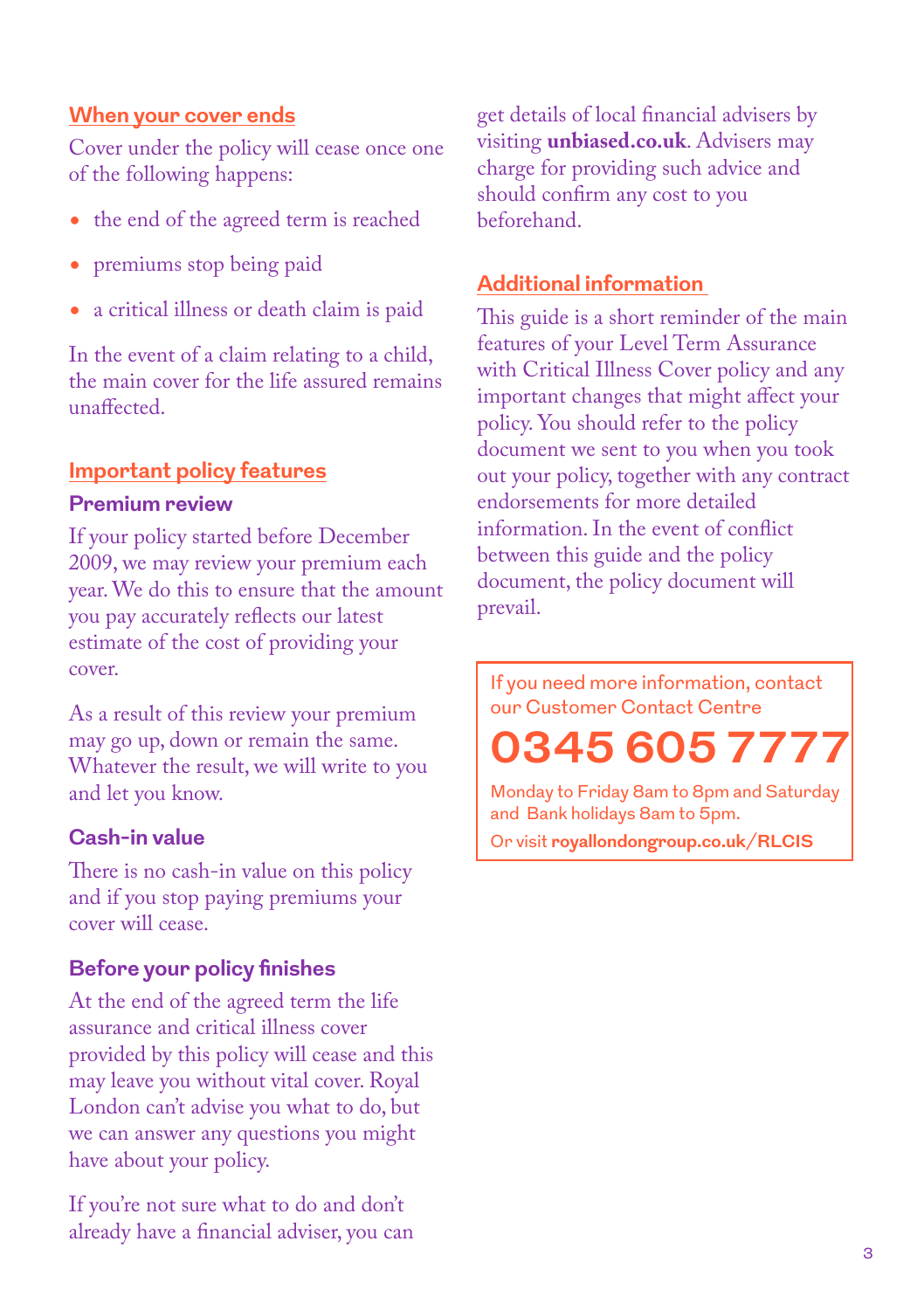## When your cover ends

Cover under the policy will cease once one of the following happens:

- the end of the agreed term is reached
- premiums stop being paid
- a critical illness or death claim is paid

In the event of a claim relating to a child, the main cover for the life assured remains unaffected.

## Important policy features

### Premium review

If your policy started before December 2009, we may review your premium each year. We do this to ensure that the amount you pay accurately reflects our latest estimate of the cost of providing your cover.

As a result of this review your premium may go up, down or remain the same. Whatever the result, we will write to you and let you know.

### Cash-in value

There is no cash-in value on this policy and if you stop paying premiums your cover will cease.

### Before your policy finishes

At the end of the agreed term the life assurance and critical illness cover provided by this policy will cease and this may leave you without vital cover. Royal London can't advise you what to do, but we can answer any questions you might have about your policy.

If you're not sure what to do and don't already have a financial adviser, you can get details of local financial advisers by visiting **unbiased.co.uk**. Advisers may charge for providing such advice and should confirm any cost to you beforehand.

## Additional information

This guide is a short reminder of the main features of your Level Term Assurance with Critical Illness Cover policy and any important changes that might affect your policy. You should refer to the policy document we sent to you when you took out your policy, together with any contract endorsements for more detailed information. In the event of conflict between this guide and the policy document, the policy document will prevail.

If you need more information, contact our Customer Contact Centre

**0345 605 7777**

Monday to Friday 8am to 8pm and Saturday and Bank holidays 8am to 5pm.

Or visit **royallondongroup.co.uk/RLCIS**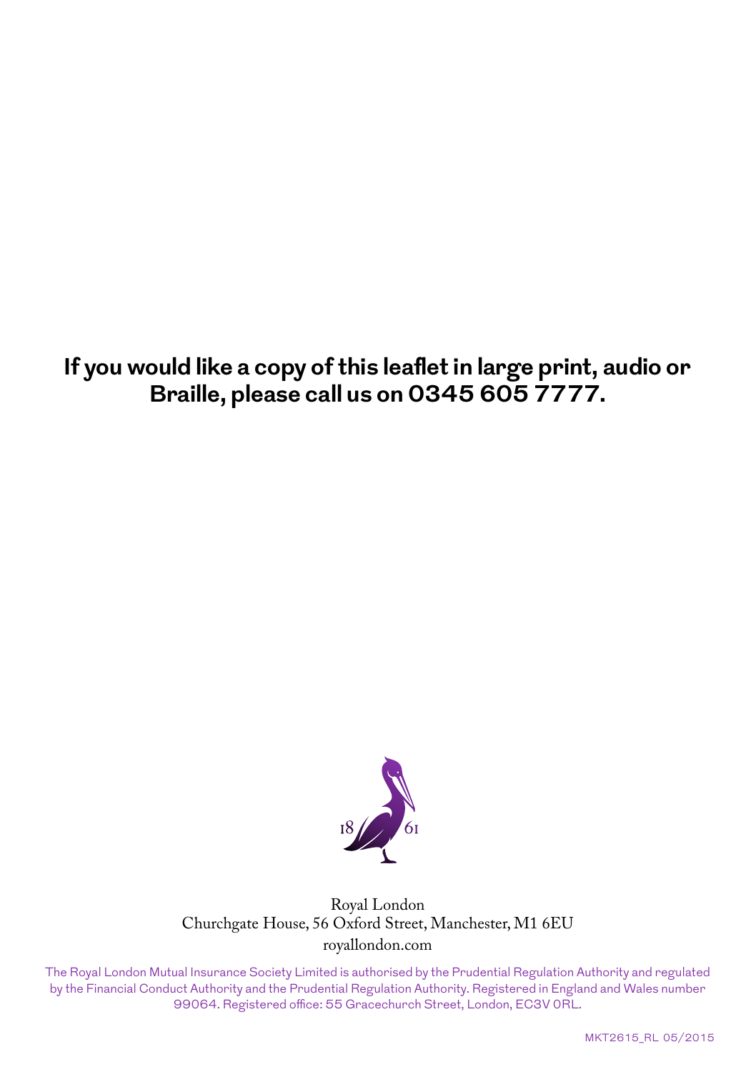**If you would like a copy of this leaflet in large print, audio or Braille, please call us on 0345 605 7777.**

18 61

Royal London
Churchgate House, 56 Oxford Street, Manchester, M1 6EU
royallondon.com

The Royal London Mutual Insurance Society Limited is authorised by the Prudential Regulation Authority and regulated by the Financial Conduct Authority and the Prudential Regulation Authority. Registered in England and Wales number 99064. Registered office: 55 Gracechurch Street, London, EC3V 0RL.

MKT2615_RL 05/2015